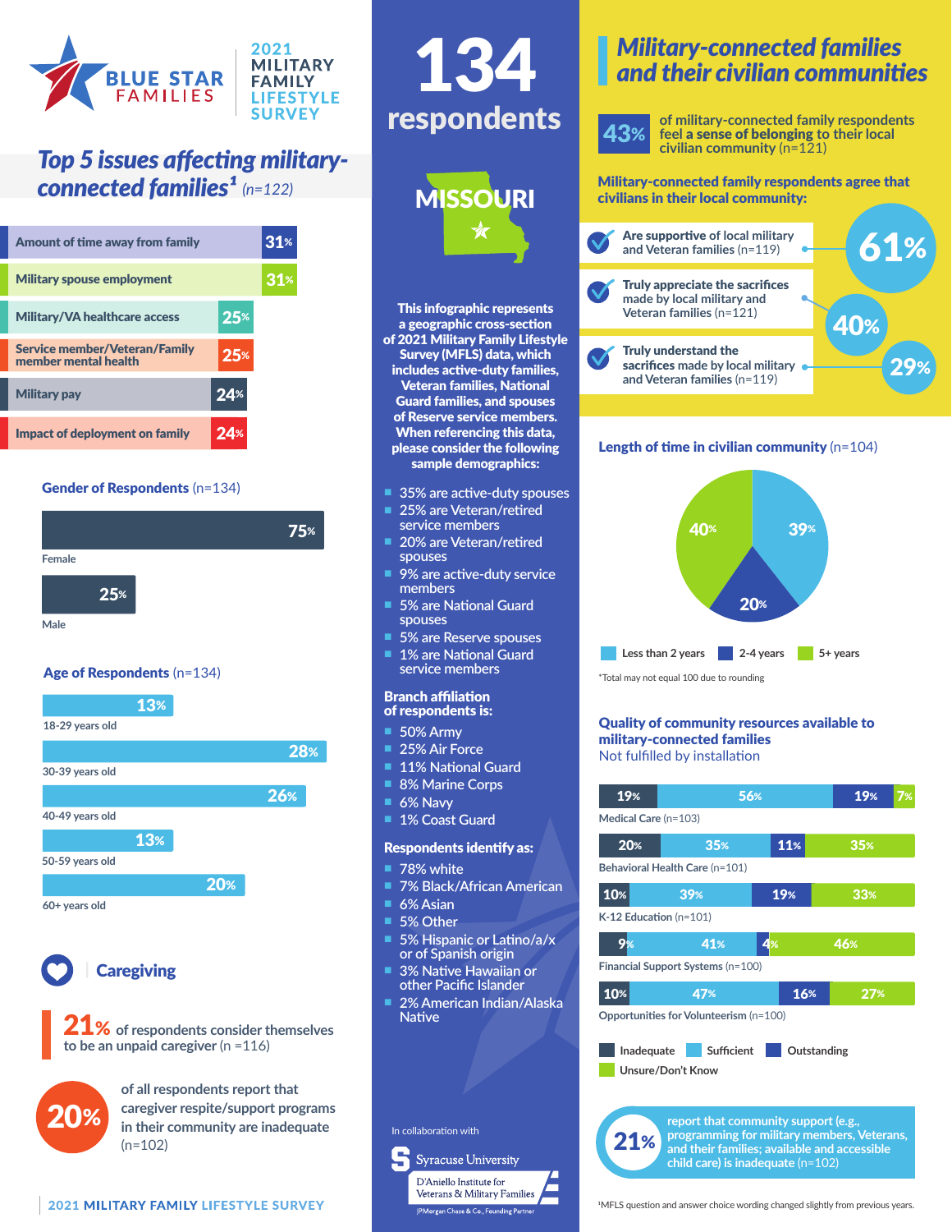# BLUE STAR FAMILIES

## 2021 MILITARY FAMILY LIFESTYLE SURVEY

## Top 5 issues affecting military-connected families[1] (n=122)

| Issue | % |
|---|---|
| Amount of time away from family | 31% |
| Military spouse employment | 31% |
| Military/VA healthcare access | 25% |
| Service member/Veteran/Family member mental health | 25% |
| Military pay | 24% |
| Impact of deployment on family | 24% |

### Gender of Respondents (n=134)

| Gender | % |
|---|---|
| Female | 75% |
| Male | 25% |

### Age of Respondents (n=134)

| Age | % |
|---|---|
| 18-29 years old | 13% |
| 30-39 years old | 28% |
| 40-49 years old | 26% |
| 50-59 years old | 13% |
| 60+ years old | 20% |

### Caregiving

**21%** of respondents consider themselves to be an unpaid caregiver (n =116)

**20%** of all respondents report that caregiver respite/support programs in their community are inadequate (n=102)

# 134 respondents

## MISSOURI

**This infographic represents a geographic cross-section of 2021 Military Family Lifestyle Survey (MFLS) data, which includes active-duty families, Veteran families, National Guard families, and spouses of Reserve service members. When referencing this data, please consider the following sample demographics:**

- 35% are active-duty spouses
- 25% are Veteran/retired service members
- 20% are Veteran/retired spouses
- 9% are active-duty service members
- 5% are National Guard spouses
- 5% are Reserve spouses
- 1% are National Guard service members

**Branch affiliation of respondents is:**

- 50% Army
- 25% Air Force
- 11% National Guard
- 8% Marine Corps
- 6% Navy
- 1% Coast Guard

**Respondents identify as:**

- 78% white
- 7% Black/African American
- 6% Asian
- 5% Other
- 5% Hispanic or Latino/a/x or of Spanish origin
- 3% Native Hawaiian or other Pacific Islander
- 2% American Indian/Alaska Native

In collaboration with Syracuse University D'Aniello Institute for Veterans & Military Families, JPMorgan Chase & Co., Founding Partner

## Military-connected families and their civilian communities

**43%** of military-connected family respondents feel **a sense of belonging** to their local civilian community (n=121)

**Military-connected family respondents agree that civilians in their local community:**

- **Are supportive** of local military and Veteran families (n=119) — **61%**
- **Truly appreciate the sacrifices** made by local military and Veteran families (n=121) — **40%**
- **Truly understand the sacrifices** made by local military and Veteran families (n=119) — **29%**

### Length of time in civilian community (n=104)

| Length of time | % |
|---|---|
| Less than 2 years | 39% |
| 2-4 years | 20% |
| 5+ years | 40% |

*Total may not equal 100 due to rounding

### Quality of community resources available to military-connected families

Not fulfilled by installation

| Resource | Inadequate | Sufficient | Outstanding | Unsure/Don't Know |
|---|---|---|---|---|
| Medical Care (n=103) | 19% | 56% | 19% | 7% |
| Behavioral Health Care (n=101) | 20% | 35% | 11% | 35% |
| K-12 Education (n=101) | 10% | 39% | 19% | 33% |
| Financial Support Systems (n=100) | 9% | 41% | 4% | 46% |
| Opportunities for Volunteerism (n=100) | 10% | 47% | 16% | 27% |

**21%** report that community support (e.g., programming for military members, Veterans, and their families; available and accessible child care) is inadequate (n=102)

[1]MFLS question and answer choice wording changed slightly from previous years.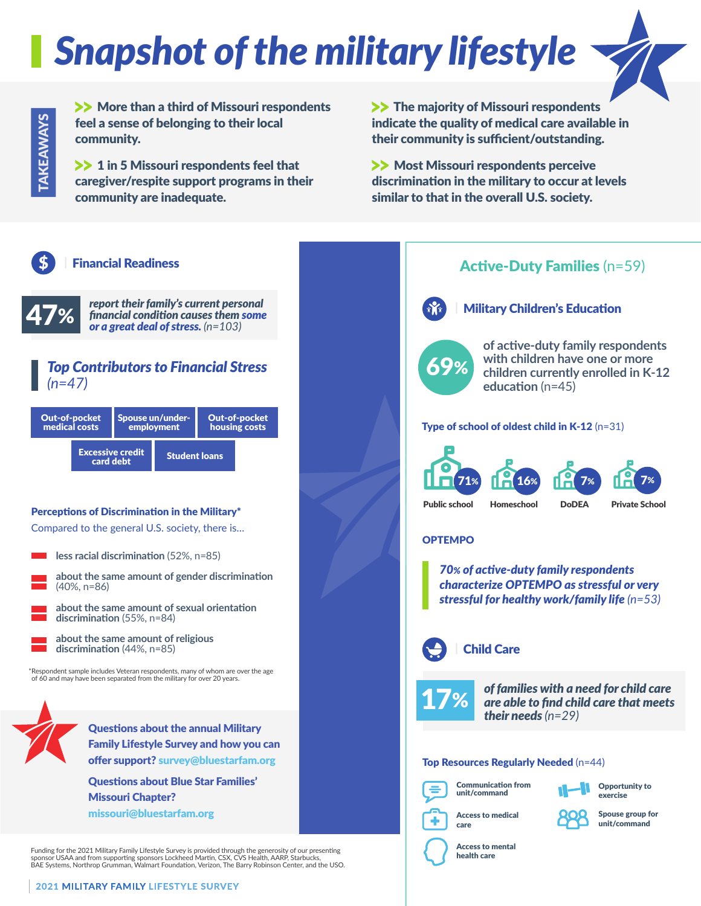# Snapshot of the military lifestyle

## TAKEAWAYS

- **More than a third of Missouri respondents feel a sense of belonging to their local community.**
- **1 in 5 Missouri respondents feel that caregiver/respite support programs in their community are inadequate.**
- **The majority of Missouri respondents indicate the quality of medical care available in their community is sufficient/outstanding.**
- **Most Missouri respondents perceive discrimination in the military to occur at levels similar to that in the overall U.S. society.**

## Financial Readiness

**47%** *report their family's current personal financial condition causes them* ***some or a great deal of stress.*** *(n=103)*

### *Top Contributors to Financial Stress (n=47)*

- Out-of-pocket medical costs
- Spouse un/under-employment
- Out-of-pocket housing costs
- Excessive credit card debt
- Student loans

### Perceptions of Discrimination in the Military*

Compared to the general U.S. society, there is...

- **less racial discrimination** (52%, n=85)
- **about the same amount of gender discrimination** (40%, n=86)
- **about the same amount of sexual orientation discrimination** (55%, n=84)
- **about the same amount of religious discrimination** (44%, n=85)

*Respondent sample includes Veteran respondents, many of whom are over the age of 60 and may have been separated from the military for over 20 years.

**Questions about the annual Military Family Lifestyle Survey and how you can offer support?** survey@bluestarfam.org

**Questions about Blue Star Families' Missouri Chapter?** missouri@bluestarfam.org

## Active-Duty Families (n=59)

### Military Children's Education

**69%** of active-duty family respondents with children have one or more children currently enrolled in K-12 education (n=45)

**Type of school of oldest child in K-12** (n=31)

71% Public school
16% Homeschool
7% DoDEA
7% Private School

### OPTEMPO

***70% of active-duty family respondents characterize OPTEMPO as stressful or very stressful for healthy work/family life*** *(n=53)*

### Child Care

**17%** ***of families with a need for child care are able to find child care that meets their needs*** *(n=29)*

### Top Resources Regularly Needed (n=44)

- Communication from unit/command
- Opportunity to exercise
- Access to medical care
- Spouse group for unit/command
- Access to mental health care

Funding for the 2021 Military Family Lifestyle Survey is provided through the generosity of our presenting sponsor USAA and from supporting sponsors Lockheed Martin, CSX, CVS Health, AARP, Starbucks, BAE Systems, Northrop Grumman, Walmart Foundation, Verizon, The Barry Robinson Center, and the USO.